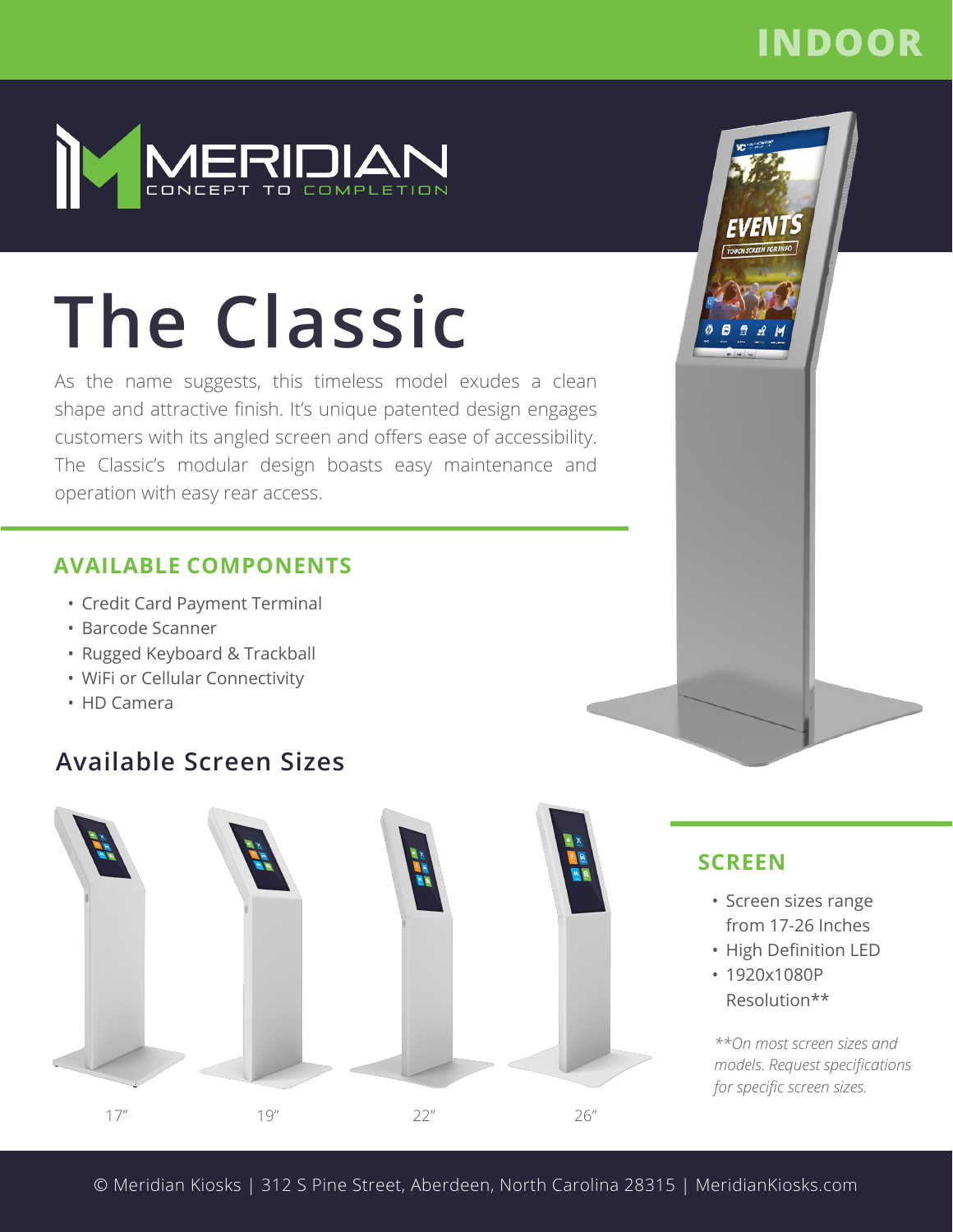INDOOR

MERIDIAN
CONCEPT TO COMPLETION

# The Classic

As the name suggests, this timeless model exudes a clean shape and attractive finish. It's unique patented design engages customers with its angled screen and offers ease of accessibility. The Classic's modular design boasts easy maintenance and operation with easy rear access.

## AVAILABLE COMPONENTS

- Credit Card Payment Terminal
- Barcode Scanner
- Rugged Keyboard & Trackball
- WiFi or Cellular Connectivity
- HD Camera

## Available Screen Sizes

17" 19" 22" 26"

## SCREEN

- Screen sizes range from 17-26 Inches
- High Definition LED
- 1920x1080P Resolution**

*\*\*On most screen sizes and models. Request specifications for specific screen sizes.*

© Meridian Kiosks | 312 S Pine Street, Aberdeen, North Carolina 28315 | MeridianKiosks.com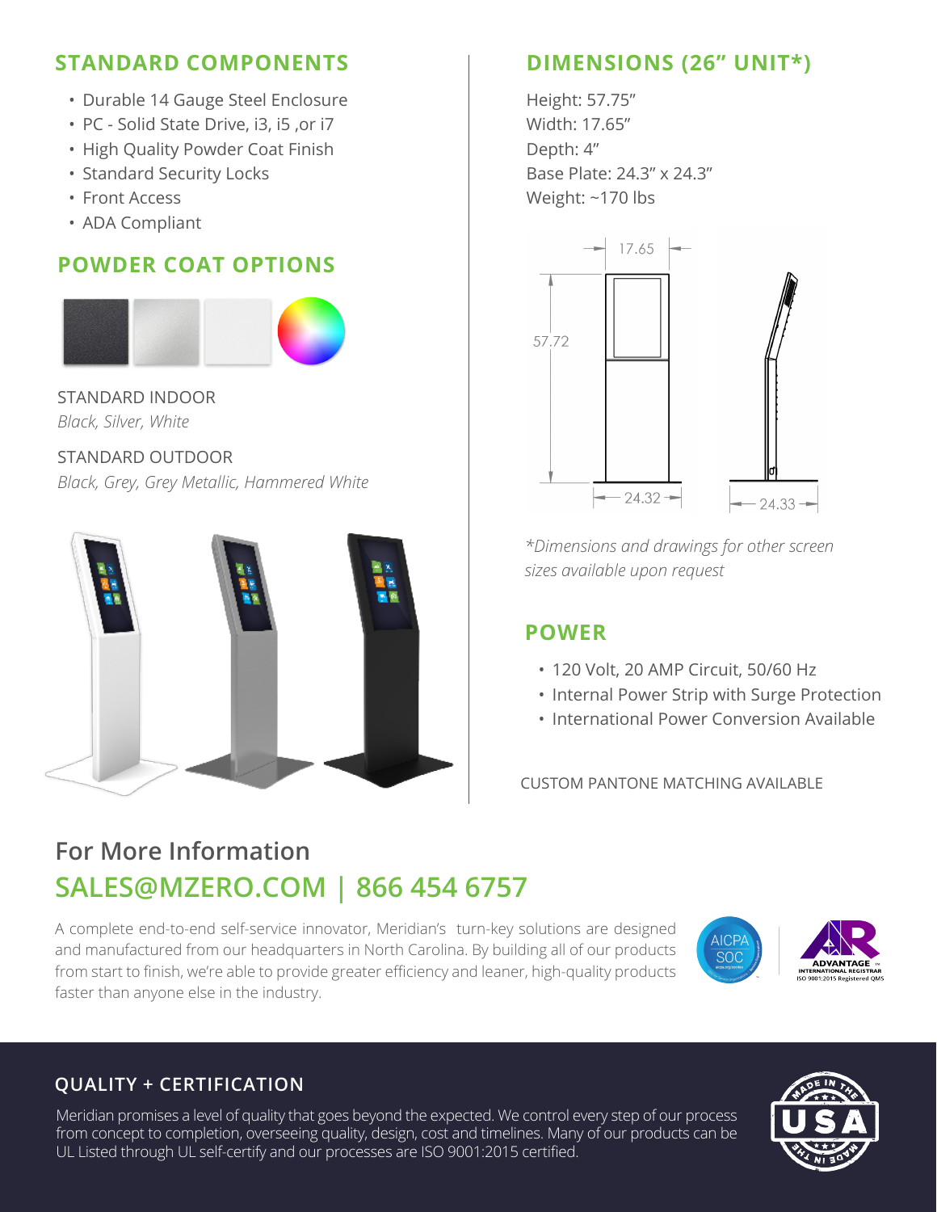## STANDARD COMPONENTS

- Durable 14 Gauge Steel Enclosure
- PC - Solid State Drive, i3, i5 ,or i7
- High Quality Powder Coat Finish
- Standard Security Locks
- Front Access
- ADA Compliant

## POWDER COAT OPTIONS

STANDARD INDOOR
*Black, Silver, White*

STANDARD OUTDOOR
*Black, Grey, Grey Metallic, Hammered White*

## DIMENSIONS (26" UNIT*)

Height: 57.75"
Width: 17.65"
Depth: 4"
Base Plate: 24.3" x 24.3"
Weight: ~170 lbs

17.65
57.72
24.32
24.33

*\*Dimensions and drawings for other screen sizes available upon request*

## POWER

- 120 Volt, 20 AMP Circuit, 50/60 Hz
- Internal Power Strip with Surge Protection
- International Power Conversion Available

CUSTOM PANTONE MATCHING AVAILABLE

## For More Information

## SALES@MZERO.COM | 866 454 6757

A complete end-to-end self-service innovator, Meridian's turn-key solutions are designed and manufactured from our headquarters in North Carolina. By building all of our products from start to finish, we're able to provide greater efficiency and leaner, high-quality products faster than anyone else in the industry.

AICPA SOC

ADVANTAGE INTERNATIONAL REGISTRAR ISO 9001:2015 Registered QMS

## QUALITY + CERTIFICATION

Meridian promises a level of quality that goes beyond the expected. We control every step of our process from concept to completion, overseeing quality, design, cost and timelines. Many of our products can be UL Listed through UL self-certify and our processes are ISO 9001:2015 certified.

MADE IN THE USA